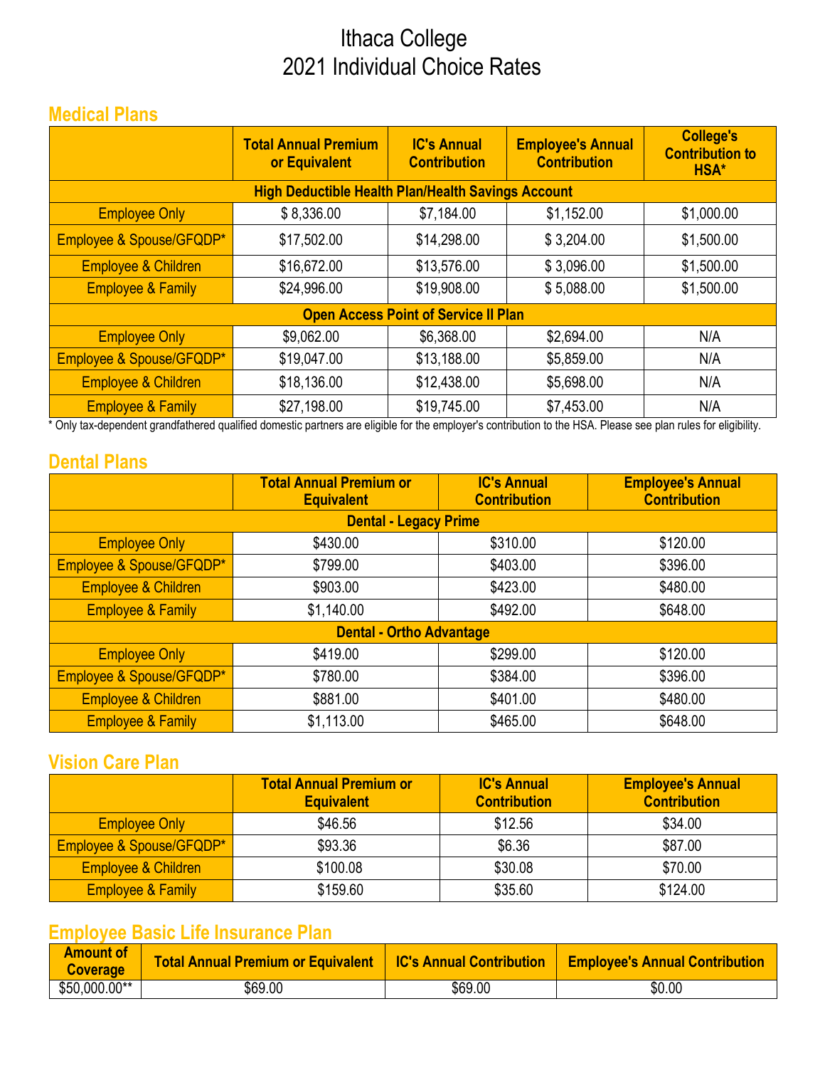# Ithaca College
# 2021 Individual Choice Rates

## Medical Plans

| | Total Annual Premium or Equivalent | IC's Annual Contribution | Employee's Annual Contribution | College's Contribution to HSA* |
|---|---|---|---|---|
| **High Deductible Health Plan/Health Savings Account** | | | | |
| Employee Only | $ 8,336.00 | $7,184.00 | $1,152.00 | $1,000.00 |
| Employee & Spouse/GFQDP* | $17,502.00 | $14,298.00 | $ 3,204.00 | $1,500.00 |
| Employee & Children | $16,672.00 | $13,576.00 | $ 3,096.00 | $1,500.00 |
| Employee & Family | $24,996.00 | $19,908.00 | $ 5,088.00 | $1,500.00 |
| **Open Access Point of Service II Plan** | | | | |
| Employee Only | $9,062.00 | $6,368.00 | $2,694.00 | N/A |
| Employee & Spouse/GFQDP* | $19,047.00 | $13,188.00 | $5,859.00 | N/A |
| Employee & Children | $18,136.00 | $12,438.00 | $5,698.00 | N/A |
| Employee & Family | $27,198.00 | $19,745.00 | $7,453.00 | N/A |

* Only tax-dependent grandfathered qualified domestic partners are eligible for the employer's contribution to the HSA. Please see plan rules for eligibility.

## Dental Plans

| | Total Annual Premium or Equivalent | IC's Annual Contribution | Employee's Annual Contribution |
|---|---|---|---|
| **Dental - Legacy Prime** | | | |
| Employee Only | $430.00 | $310.00 | $120.00 |
| Employee & Spouse/GFQDP* | $799.00 | $403.00 | $396.00 |
| Employee & Children | $903.00 | $423.00 | $480.00 |
| Employee & Family | $1,140.00 | $492.00 | $648.00 |
| **Dental - Ortho Advantage** | | | |
| Employee Only | $419.00 | $299.00 | $120.00 |
| Employee & Spouse/GFQDP* | $780.00 | $384.00 | $396.00 |
| Employee & Children | $881.00 | $401.00 | $480.00 |
| Employee & Family | $1,113.00 | $465.00 | $648.00 |

## Vision Care Plan

| | Total Annual Premium or Equivalent | IC's Annual Contribution | Employee's Annual Contribution |
|---|---|---|---|
| Employee Only | $46.56 | $12.56 | $34.00 |
| Employee & Spouse/GFQDP* | $93.36 | $6.36 | $87.00 |
| Employee & Children | $100.08 | $30.08 | $70.00 |
| Employee & Family | $159.60 | $35.60 | $124.00 |

## Employee Basic Life Insurance Plan

| Amount of Coverage | Total Annual Premium or Equivalent | IC's Annual Contribution | Employee's Annual Contribution |
|---|---|---|---|
| $50,000.00** | $69.00 | $69.00 | $0.00 |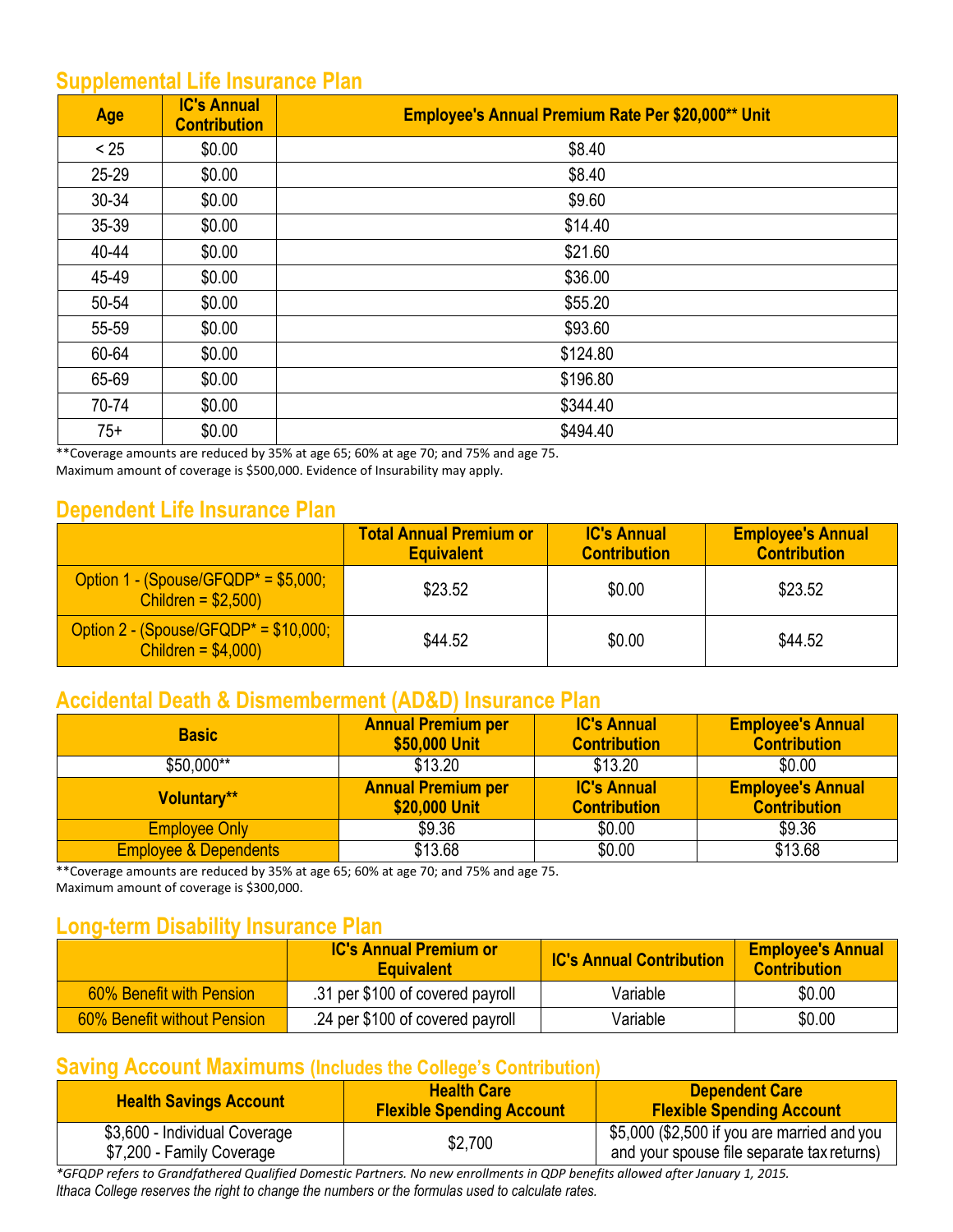## Supplemental Life Insurance Plan

| Age | IC's Annual Contribution | Employee's Annual Premium Rate Per $20,000** Unit |
|---|---|---|
| < 25 | $0.00 | $8.40 |
| 25-29 | $0.00 | $8.40 |
| 30-34 | $0.00 | $9.60 |
| 35-39 | $0.00 | $14.40 |
| 40-44 | $0.00 | $21.60 |
| 45-49 | $0.00 | $36.00 |
| 50-54 | $0.00 | $55.20 |
| 55-59 | $0.00 | $93.60 |
| 60-64 | $0.00 | $124.80 |
| 65-69 | $0.00 | $196.80 |
| 70-74 | $0.00 | $344.40 |
| 75+ | $0.00 | $494.40 |

**Coverage amounts are reduced by 35% at age 65; 60% at age 70; and 75% and age 75.
Maximum amount of coverage is $500,000. Evidence of Insurability may apply.

## Dependent Life Insurance Plan

| | Total Annual Premium or Equivalent | IC's Annual Contribution | Employee's Annual Contribution |
|---|---|---|---|
| Option 1 - (Spouse/GFQDP* = $5,000; Children = $2,500) | $23.52 | $0.00 | $23.52 |
| Option 2 - (Spouse/GFQDP* = $10,000; Children = $4,000) | $44.52 | $0.00 | $44.52 |

## Accidental Death & Dismemberment (AD&D) Insurance Plan

| Basic | Annual Premium per $50,000 Unit | IC's Annual Contribution | Employee's Annual Contribution |
|---|---|---|---|
| $50,000** | $13.20 | $13.20 | $0.00 |
| **Voluntary**** | **Annual Premium per $20,000 Unit** | **IC's Annual Contribution** | **Employee's Annual Contribution** |
| Employee Only | $9.36 | $0.00 | $9.36 |
| Employee & Dependents | $13.68 | $0.00 | $13.68 |

**Coverage amounts are reduced by 35% at age 65; 60% at age 70; and 75% and age 75.
Maximum amount of coverage is $300,000.

## Long-term Disability Insurance Plan

| | IC's Annual Premium or Equivalent | IC's Annual Contribution | Employee's Annual Contribution |
|---|---|---|---|
| 60% Benefit with Pension | .31 per $100 of covered payroll | Variable | $0.00 |
| 60% Benefit without Pension | .24 per $100 of covered payroll | Variable | $0.00 |

## Saving Account Maximums (Includes the College's Contribution)

| Health Savings Account | Health Care Flexible Spending Account | Dependent Care Flexible Spending Account |
|---|---|---|
| $3,600 - Individual Coverage<br>$7,200 - Family Coverage | $2,700 | $5,000 ($2,500 if you are married and you and your spouse file separate tax returns) |

*GFQDP refers to Grandfathered Qualified Domestic Partners. No new enrollments in QDP benefits allowed after January 1, 2015.*
*Ithaca College reserves the right to change the numbers or the formulas used to calculate rates.*